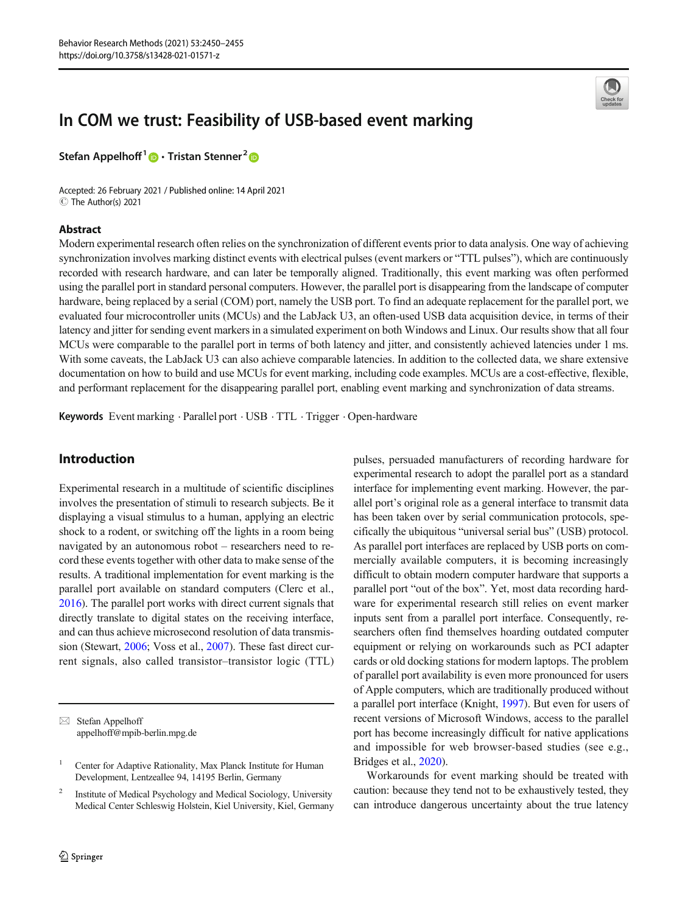# In COM we trust: Feasibility of USB-based event marking

**Stefan Appelhoff**[1] · **Tristan Stenner**[2]

Accepted: 26 February 2021 / Published online: 14 April 2021
© The Author(s) 2021

## Abstract

Modern experimental research often relies on the synchronization of different events prior to data analysis. One way of achieving synchronization involves marking distinct events with electrical pulses (event markers or "TTL pulses"), which are continuously recorded with research hardware, and can later be temporally aligned. Traditionally, this event marking was often performed using the parallel port in standard personal computers. However, the parallel port is disappearing from the landscape of computer hardware, being replaced by a serial (COM) port, namely the USB port. To find an adequate replacement for the parallel port, we evaluated four microcontroller units (MCUs) and the LabJack U3, an often-used USB data acquisition device, in terms of their latency and jitter for sending event markers in a simulated experiment on both Windows and Linux. Our results show that all four MCUs were comparable to the parallel port in terms of both latency and jitter, and consistently achieved latencies under 1 ms. With some caveats, the LabJack U3 can also achieve comparable latencies. In addition to the collected data, we share extensive documentation on how to build and use MCUs for event marking, including code examples. MCUs are a cost-effective, flexible, and performant replacement for the disappearing parallel port, enabling event marking and synchronization of data streams.

**Keywords** Event marking · Parallel port · USB · TTL · Trigger · Open-hardware

## Introduction

Experimental research in a multitude of scientific disciplines involves the presentation of stimuli to research subjects. Be it displaying a visual stimulus to a human, applying an electric shock to a rodent, or switching off the lights in a room being navigated by an autonomous robot – researchers need to record these events together with other data to make sense of the results. A traditional implementation for event marking is the parallel port available on standard computers (Clerc et al., 2016). The parallel port works with direct current signals that directly translate to digital states on the receiving interface, and can thus achieve microsecond resolution of data transmission (Stewart, 2006; Voss et al., 2007). These fast direct current signals, also called transistor–transistor logic (TTL) pulses, persuaded manufacturers of recording hardware for experimental research to adopt the parallel port as a standard interface for implementing event marking. However, the parallel port's original role as a general interface to transmit data has been taken over by serial communication protocols, specifically the ubiquitous "universal serial bus" (USB) protocol. As parallel port interfaces are replaced by USB ports on commercially available computers, it is becoming increasingly difficult to obtain modern computer hardware that supports a parallel port "out of the box". Yet, most data recording hardware for experimental research still relies on event marker inputs sent from a parallel port interface. Consequently, researchers often find themselves hoarding outdated computer equipment or relying on workarounds such as PCI adapter cards or old docking stations for modern laptops. The problem of parallel port availability is even more pronounced for users of Apple computers, which are traditionally produced without a parallel port interface (Knight, 1997). But even for users of recent versions of Microsoft Windows, access to the parallel port has become increasingly difficult for native applications and impossible for web browser-based studies (see e.g., Bridges et al., 2020).

Workarounds for event marking should be treated with caution: because they tend not to be exhaustively tested, they can introduce dangerous uncertainty about the true latency

---

✉ Stefan Appelhoff
appelhoff@mpib-berlin.mpg.de

[1] Center for Adaptive Rationality, Max Planck Institute for Human Development, Lentzeallee 94, 14195 Berlin, Germany

[2] Institute of Medical Psychology and Medical Sociology, University Medical Center Schleswig Holstein, Kiel University, Kiel, Germany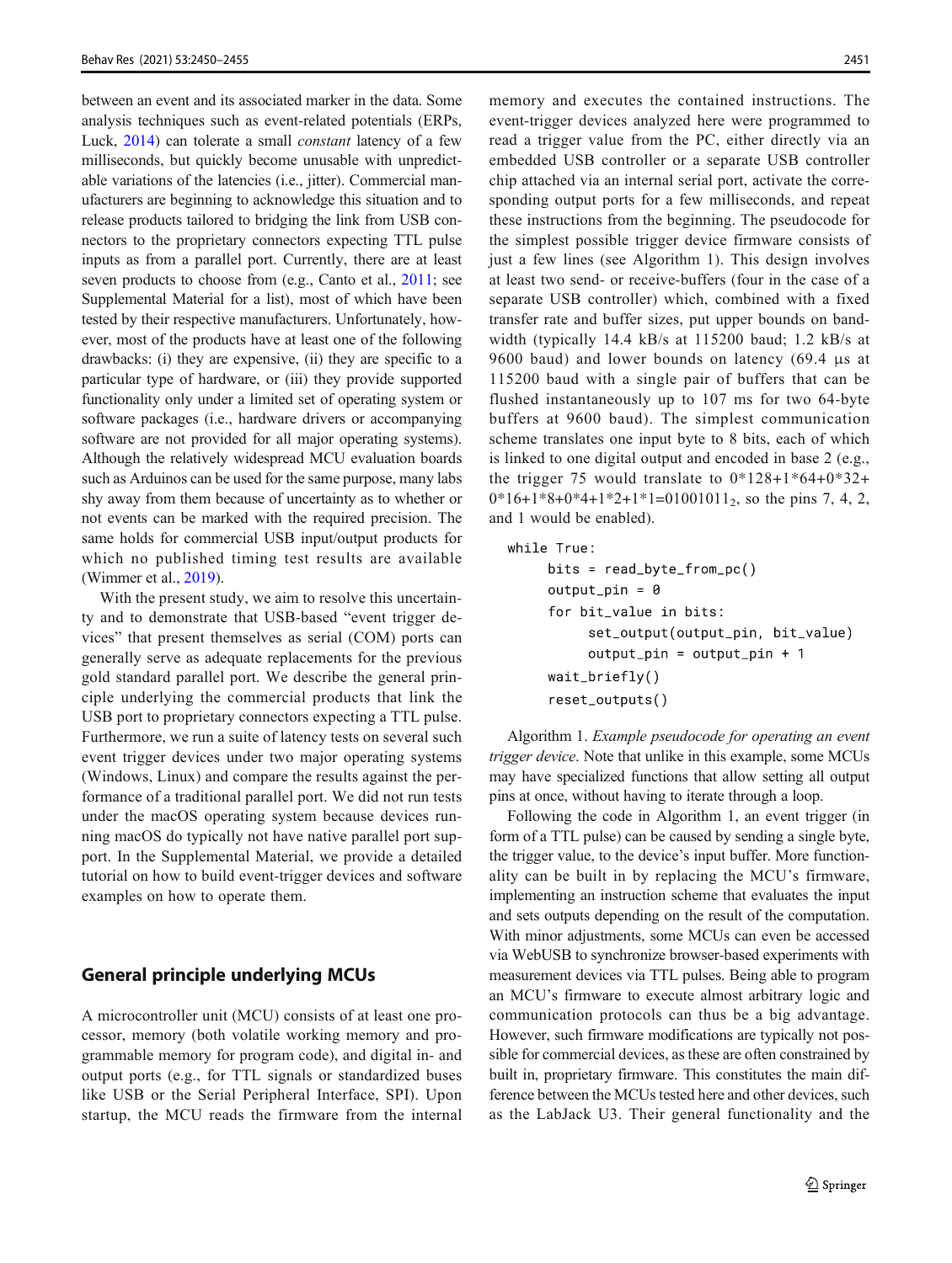between an event and its associated marker in the data. Some analysis techniques such as event-related potentials (ERPs, Luck, 2014) can tolerate a small *constant* latency of a few milliseconds, but quickly become unusable with unpredictable variations of the latencies (i.e., jitter). Commercial manufacturers are beginning to acknowledge this situation and to release products tailored to bridging the link from USB connectors to the proprietary connectors expecting TTL pulse inputs as from a parallel port. Currently, there are at least seven products to choose from (e.g., Canto et al., 2011; see Supplemental Material for a list), most of which have been tested by their respective manufacturers. Unfortunately, however, most of the products have at least one of the following drawbacks: (i) they are expensive, (ii) they are specific to a particular type of hardware, or (iii) they provide supported functionality only under a limited set of operating system or software packages (i.e., hardware drivers or accompanying software are not provided for all major operating systems). Although the relatively widespread MCU evaluation boards such as Arduinos can be used for the same purpose, many labs shy away from them because of uncertainty as to whether or not events can be marked with the required precision. The same holds for commercial USB input/output products for which no published timing test results are available (Wimmer et al., 2019).

With the present study, we aim to resolve this uncertainty and to demonstrate that USB-based "event trigger devices" that present themselves as serial (COM) ports can generally serve as adequate replacements for the previous gold standard parallel port. We describe the general principle underlying the commercial products that link the USB port to proprietary connectors expecting a TTL pulse. Furthermore, we run a suite of latency tests on several such event trigger devices under two major operating systems (Windows, Linux) and compare the results against the performance of a traditional parallel port. We did not run tests under the macOS operating system because devices running macOS do typically not have native parallel port support. In the Supplemental Material, we provide a detailed tutorial on how to build event-trigger devices and software examples on how to operate them.

## General principle underlying MCUs

A microcontroller unit (MCU) consists of at least one processor, memory (both volatile working memory and programmable memory for program code), and digital in- and output ports (e.g., for TTL signals or standardized buses like USB or the Serial Peripheral Interface, SPI). Upon startup, the MCU reads the firmware from the internal memory and executes the contained instructions. The event-trigger devices analyzed here were programmed to read a trigger value from the PC, either directly via an embedded USB controller or a separate USB controller chip attached via an internal serial port, activate the corresponding output ports for a few milliseconds, and repeat these instructions from the beginning. The pseudocode for the simplest possible trigger device firmware consists of just a few lines (see Algorithm 1). This design involves at least two send- or receive-buffers (four in the case of a separate USB controller) which, combined with a fixed transfer rate and buffer sizes, put upper bounds on bandwidth (typically 14.4 kB/s at 115200 baud; 1.2 kB/s at 9600 baud) and lower bounds on latency (69.4 µs at 115200 baud with a single pair of buffers that can be flushed instantaneously up to 107 ms for two 64-byte buffers at 9600 baud). The simplest communication scheme translates one input byte to 8 bits, each of which is linked to one digital output and encoded in base 2 (e.g., the trigger 75 would translate to $0*128+1*64+0*32+0*16+1*8+0*4+1*2+1*1=01001011_2$, so the pins 7, 4, 2, and 1 would be enabled).

```
while True:
    bits = read_byte_from_pc()
    output_pin = 0
    for bit_value in bits:
        set_output(output_pin, bit_value)
        output_pin = output_pin + 1
    wait_briefly()
    reset_outputs()
```

Algorithm 1. *Example pseudocode for operating an event trigger device*. Note that unlike in this example, some MCUs may have specialized functions that allow setting all output pins at once, without having to iterate through a loop.

Following the code in Algorithm 1, an event trigger (in form of a TTL pulse) can be caused by sending a single byte, the trigger value, to the device's input buffer. More functionality can be built in by replacing the MCU's firmware, implementing an instruction scheme that evaluates the input and sets outputs depending on the result of the computation. With minor adjustments, some MCUs can even be accessed via WebUSB to synchronize browser-based experiments with measurement devices via TTL pulses. Being able to program an MCU's firmware to execute almost arbitrary logic and communication protocols can thus be a big advantage. However, such firmware modifications are typically not possible for commercial devices, as these are often constrained by built in, proprietary firmware. This constitutes the main difference between the MCUs tested here and other devices, such as the LabJack U3. Their general functionality and the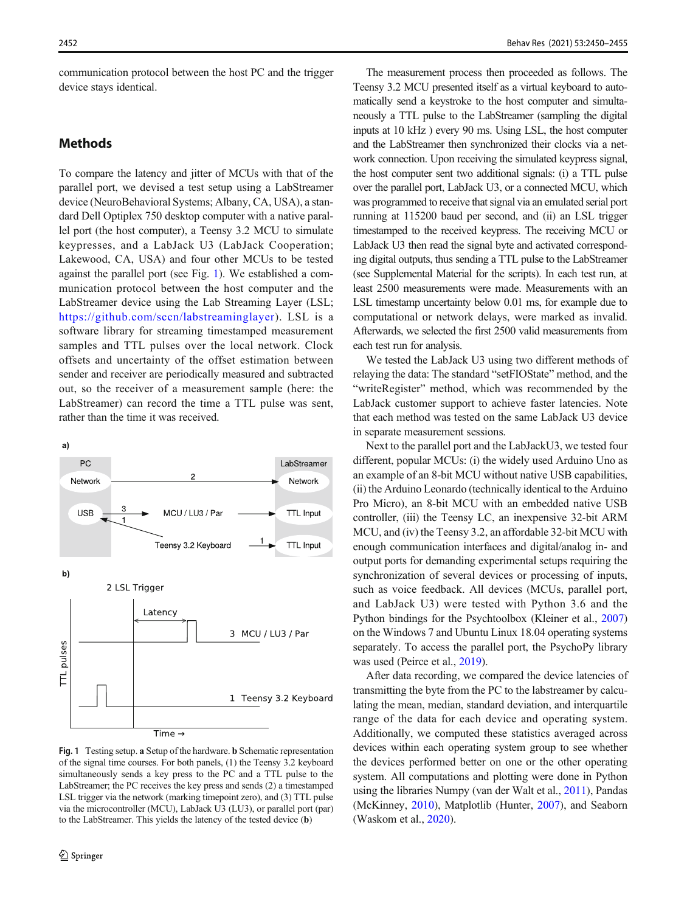communication protocol between the host PC and the trigger device stays identical.

## Methods

To compare the latency and jitter of MCUs with that of the parallel port, we devised a test setup using a LabStreamer device (NeuroBehavioral Systems; Albany, CA, USA), a standard Dell Optiplex 750 desktop computer with a native parallel port (the host computer), a Teensy 3.2 MCU to simulate keypresses, and a LabJack U3 (LabJack Cooperation; Lakewood, CA, USA) and four other MCUs to be tested against the parallel port (see Fig. 1). We established a communication protocol between the host computer and the LabStreamer device using the Lab Streaming Layer (LSL; https://github.com/sccn/labstreaminglayer). LSL is a software library for streaming timestamped measurement samples and TTL pulses over the local network. Clock offsets and uncertainty of the offset estimation between sender and receiver are periodically measured and subtracted out, so the receiver of a measurement sample (here: the LabStreamer) can record the time a TTL pulse was sent, rather than the time it was received.

**Fig. 1** Testing setup. **a** Setup of the hardware. **b** Schematic representation of the signal time courses. For both panels, (1) the Teensy 3.2 keyboard simultaneously sends a key press to the PC and a TTL pulse to the LabStreamer; the PC receives the key press and sends (2) a timestamped LSL trigger via the network (marking timepoint zero), and (3) TTL pulse via the microcontroller (MCU), LabJack U3 (LU3), or parallel port (par) to the LabStreamer. This yields the latency of the tested device (**b**)

The measurement process then proceeded as follows. The Teensy 3.2 MCU presented itself as a virtual keyboard to automatically send a keystroke to the host computer and simultaneously a TTL pulse to the LabStreamer (sampling the digital inputs at 10 kHz ) every 90 ms. Using LSL, the host computer and the LabStreamer then synchronized their clocks via a network connection. Upon receiving the simulated keypress signal, the host computer sent two additional signals: (i) a TTL pulse over the parallel port, LabJack U3, or a connected MCU, which was programmed to receive that signal via an emulated serial port running at 115200 baud per second, and (ii) an LSL trigger timestamped to the received keypress. The receiving MCU or LabJack U3 then read the signal byte and activated corresponding digital outputs, thus sending a TTL pulse to the LabStreamer (see Supplemental Material for the scripts). In each test run, at least 2500 measurements were made. Measurements with an LSL timestamp uncertainty below 0.01 ms, for example due to computational or network delays, were marked as invalid. Afterwards, we selected the first 2500 valid measurements from each test run for analysis.

We tested the LabJack U3 using two different methods of relaying the data: The standard "setFIOState" method, and the "writeRegister" method, which was recommended by the LabJack customer support to achieve faster latencies. Note that each method was tested on the same LabJack U3 device in separate measurement sessions.

Next to the parallel port and the LabJackU3, we tested four different, popular MCUs: (i) the widely used Arduino Uno as an example of an 8-bit MCU without native USB capabilities, (ii) the Arduino Leonardo (technically identical to the Arduino Pro Micro), an 8-bit MCU with an embedded native USB controller, (iii) the Teensy LC, an inexpensive 32-bit ARM MCU, and (iv) the Teensy 3.2, an affordable 32-bit MCU with enough communication interfaces and digital/analog in- and output ports for demanding experimental setups requiring the synchronization of several devices or processing of inputs, such as voice feedback. All devices (MCUs, parallel port, and LabJack U3) were tested with Python 3.6 and the Python bindings for the Psychtoolbox (Kleiner et al., 2007) on the Windows 7 and Ubuntu Linux 18.04 operating systems separately. To access the parallel port, the PsychoPy library was used (Peirce et al., 2019).

After data recording, we compared the device latencies of transmitting the byte from the PC to the labstreamer by calculating the mean, median, standard deviation, and interquartile range of the data for each device and operating system. Additionally, we computed these statistics averaged across devices within each operating system group to see whether the devices performed better on one or the other operating system. All computations and plotting were done in Python using the libraries Numpy (van der Walt et al., 2011), Pandas (McKinney, 2010), Matplotlib (Hunter, 2007), and Seaborn (Waskom et al., 2020).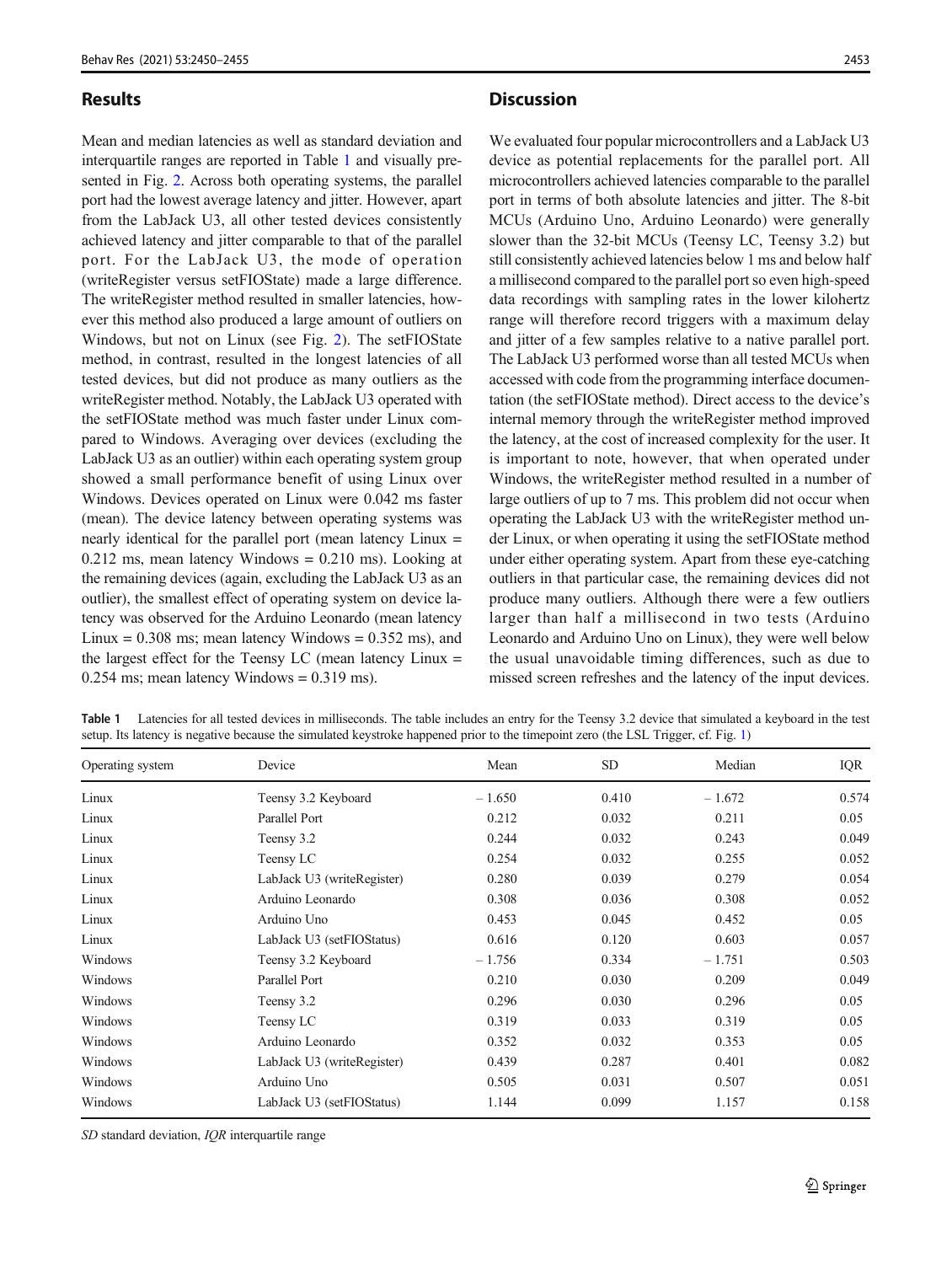## Results

Mean and median latencies as well as standard deviation and interquartile ranges are reported in Table 1 and visually presented in Fig. 2. Across both operating systems, the parallel port had the lowest average latency and jitter. However, apart from the LabJack U3, all other tested devices consistently achieved latency and jitter comparable to that of the parallel port. For the LabJack U3, the mode of operation (writeRegister versus setFIOState) made a large difference. The writeRegister method resulted in smaller latencies, however this method also produced a large amount of outliers on Windows, but not on Linux (see Fig. 2). The setFIOState method, in contrast, resulted in the longest latencies of all tested devices, but did not produce as many outliers as the writeRegister method. Notably, the LabJack U3 operated with the setFIOState method was much faster under Linux compared to Windows. Averaging over devices (excluding the LabJack U3 as an outlier) within each operating system group showed a small performance benefit of using Linux over Windows. Devices operated on Linux were 0.042 ms faster (mean). The device latency between operating systems was nearly identical for the parallel port (mean latency Linux = 0.212 ms, mean latency Windows = 0.210 ms). Looking at the remaining devices (again, excluding the LabJack U3 as an outlier), the smallest effect of operating system on device latency was observed for the Arduino Leonardo (mean latency Linux = 0.308 ms; mean latency Windows = 0.352 ms), and the largest effect for the Teensy LC (mean latency Linux = 0.254 ms; mean latency Windows = 0.319 ms).

## Discussion

We evaluated four popular microcontrollers and a LabJack U3 device as potential replacements for the parallel port. All microcontrollers achieved latencies comparable to the parallel port in terms of both absolute latencies and jitter. The 8-bit MCUs (Arduino Uno, Arduino Leonardo) were generally slower than the 32-bit MCUs (Teensy LC, Teensy 3.2) but still consistently achieved latencies below 1 ms and below half a millisecond compared to the parallel port so even high-speed data recordings with sampling rates in the lower kilohertz range will therefore record triggers with a maximum delay and jitter of a few samples relative to a native parallel port. The LabJack U3 performed worse than all tested MCUs when accessed with code from the programming interface documentation (the setFIOState method). Direct access to the device's internal memory through the writeRegister method improved the latency, at the cost of increased complexity for the user. It is important to note, however, that when operated under Windows, the writeRegister method resulted in a number of large outliers of up to 7 ms. This problem did not occur when operating the LabJack U3 with the writeRegister method under Linux, or when operating it using the setFIOState method under either operating system. Apart from these eye-catching outliers in that particular case, the remaining devices did not produce many outliers. Although there were a few outliers larger than half a millisecond in two tests (Arduino Leonardo and Arduino Uno on Linux), they were well below the usual unavoidable timing differences, such as due to missed screen refreshes and the latency of the input devices.

**Table 1** Latencies for all tested devices in milliseconds. The table includes an entry for the Teensy 3.2 device that simulated a keyboard in the test setup. Its latency is negative because the simulated keystroke happened prior to the timepoint zero (the LSL Trigger, cf. Fig. 1)

| Operating system | Device | Mean | SD | Median | IQR |
|---|---|---|---|---|---|
| Linux | Teensy 3.2 Keyboard | – 1.650 | 0.410 | – 1.672 | 0.574 |
| Linux | Parallel Port | 0.212 | 0.032 | 0.211 | 0.05 |
| Linux | Teensy 3.2 | 0.244 | 0.032 | 0.243 | 0.049 |
| Linux | Teensy LC | 0.254 | 0.032 | 0.255 | 0.052 |
| Linux | LabJack U3 (writeRegister) | 0.280 | 0.039 | 0.279 | 0.054 |
| Linux | Arduino Leonardo | 0.308 | 0.036 | 0.308 | 0.052 |
| Linux | Arduino Uno | 0.453 | 0.045 | 0.452 | 0.05 |
| Linux | LabJack U3 (setFIOStatus) | 0.616 | 0.120 | 0.603 | 0.057 |
| Windows | Teensy 3.2 Keyboard | – 1.756 | 0.334 | – 1.751 | 0.503 |
| Windows | Parallel Port | 0.210 | 0.030 | 0.209 | 0.049 |
| Windows | Teensy 3.2 | 0.296 | 0.030 | 0.296 | 0.05 |
| Windows | Teensy LC | 0.319 | 0.033 | 0.319 | 0.05 |
| Windows | Arduino Leonardo | 0.352 | 0.032 | 0.353 | 0.05 |
| Windows | LabJack U3 (writeRegister) | 0.439 | 0.287 | 0.401 | 0.082 |
| Windows | Arduino Uno | 0.505 | 0.031 | 0.507 | 0.051 |
| Windows | LabJack U3 (setFIOStatus) | 1.144 | 0.099 | 1.157 | 0.158 |

*SD* standard deviation, *IQR* interquartile range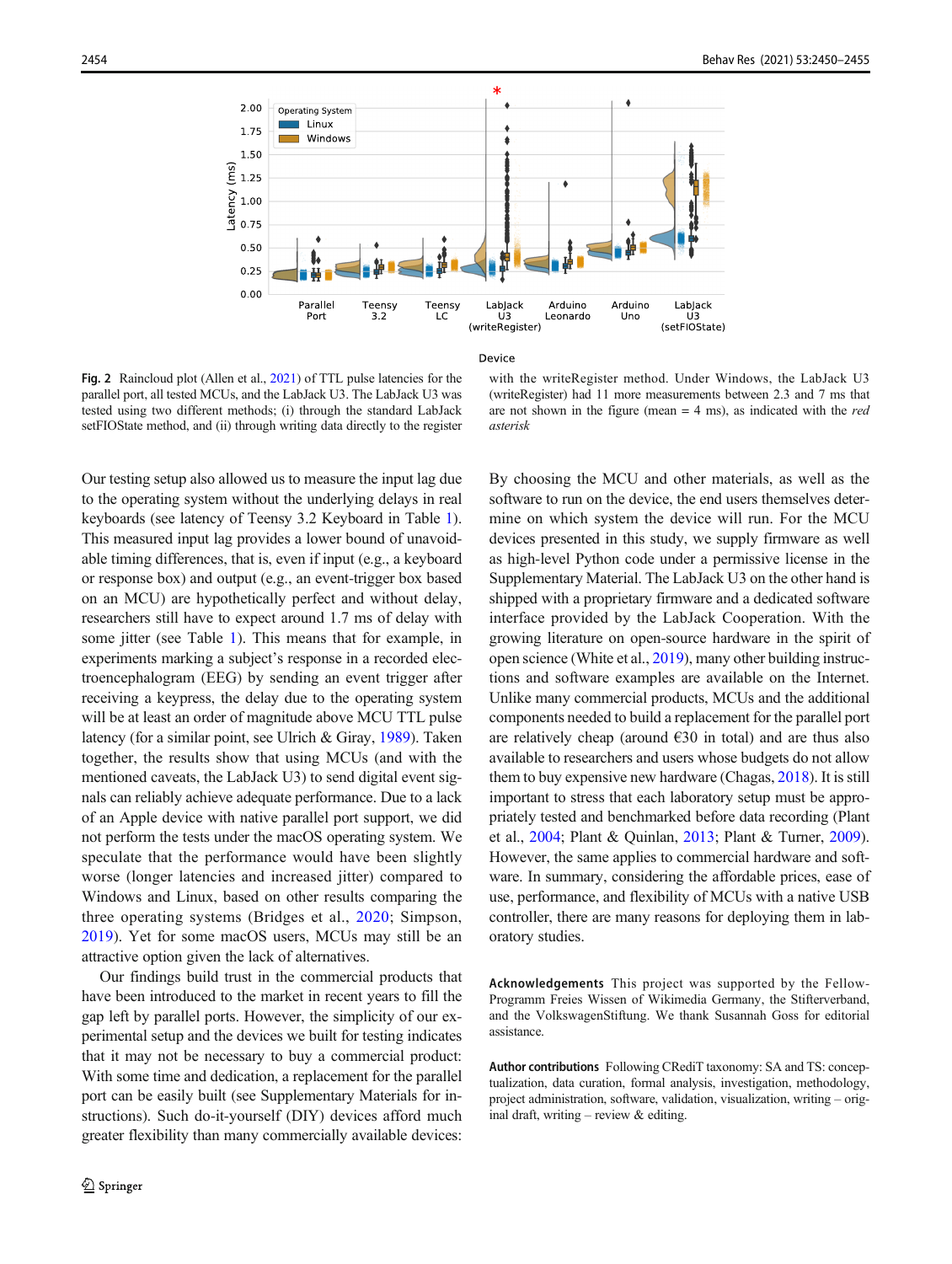Fig. 2 Raincloud plot (Allen et al., 2021) of TTL pulse latencies for the parallel port, all tested MCUs, and the LabJack U3. The LabJack U3 was tested using two different methods; (i) through the standard LabJack setFIOState method, and (ii) through writing data directly to the register with the writeRegister method. Under Windows, the LabJack U3 (writeRegister) had 11 more measurements between 2.3 and 7 ms that are not shown in the figure (mean = 4 ms), as indicated with the *red asterisk*

Our testing setup also allowed us to measure the input lag due to the operating system without the underlying delays in real keyboards (see latency of Teensy 3.2 Keyboard in Table 1). This measured input lag provides a lower bound of unavoidable timing differences, that is, even if input (e.g., a keyboard or response box) and output (e.g., an event-trigger box based on an MCU) are hypothetically perfect and without delay, researchers still have to expect around 1.7 ms of delay with some jitter (see Table 1). This means that for example, in experiments marking a subject's response in a recorded electroencephalogram (EEG) by sending an event trigger after receiving a keypress, the delay due to the operating system will be at least an order of magnitude above MCU TTL pulse latency (for a similar point, see Ulrich & Giray, 1989). Taken together, the results show that using MCUs (and with the mentioned caveats, the LabJack U3) to send digital event signals can reliably achieve adequate performance. Due to a lack of an Apple device with native parallel port support, we did not perform the tests under the macOS operating system. We speculate that the performance would have been slightly worse (longer latencies and increased jitter) compared to Windows and Linux, based on other results comparing the three operating systems (Bridges et al., 2020; Simpson, 2019). Yet for some macOS users, MCUs may still be an attractive option given the lack of alternatives.

Our findings build trust in the commercial products that have been introduced to the market in recent years to fill the gap left by parallel ports. However, the simplicity of our experimental setup and the devices we built for testing indicates that it may not be necessary to buy a commercial product: With some time and dedication, a replacement for the parallel port can be easily built (see Supplementary Materials for instructions). Such do-it-yourself (DIY) devices afford much greater flexibility than many commercially available devices: By choosing the MCU and other materials, as well as the software to run on the device, the end users themselves determine on which system the device will run. For the MCU devices presented in this study, we supply firmware as well as high-level Python code under a permissive license in the Supplementary Material. The LabJack U3 on the other hand is shipped with a proprietary firmware and a dedicated software interface provided by the LabJack Cooperation. With the growing literature on open-source hardware in the spirit of open science (White et al., 2019), many other building instructions and software examples are available on the Internet. Unlike many commercial products, MCUs and the additional components needed to build a replacement for the parallel port are relatively cheap (around €30 in total) and are thus also available to researchers and users whose budgets do not allow them to buy expensive new hardware (Chagas, 2018). It is still important to stress that each laboratory setup must be appropriately tested and benchmarked before data recording (Plant et al., 2004; Plant & Quinlan, 2013; Plant & Turner, 2009). However, the same applies to commercial hardware and software. In summary, considering the affordable prices, ease of use, performance, and flexibility of MCUs with a native USB controller, there are many reasons for deploying them in laboratory studies.

**Acknowledgements** This project was supported by the Fellow-Programm Freies Wissen of Wikimedia Germany, the Stifterverband, and the VolkswagenStiftung. We thank Susannah Goss for editorial assistance.

**Author contributions** Following CRediT taxonomy: SA and TS: conceptualization, data curation, formal analysis, investigation, methodology, project administration, software, validation, visualization, writing – original draft, writing – review & editing.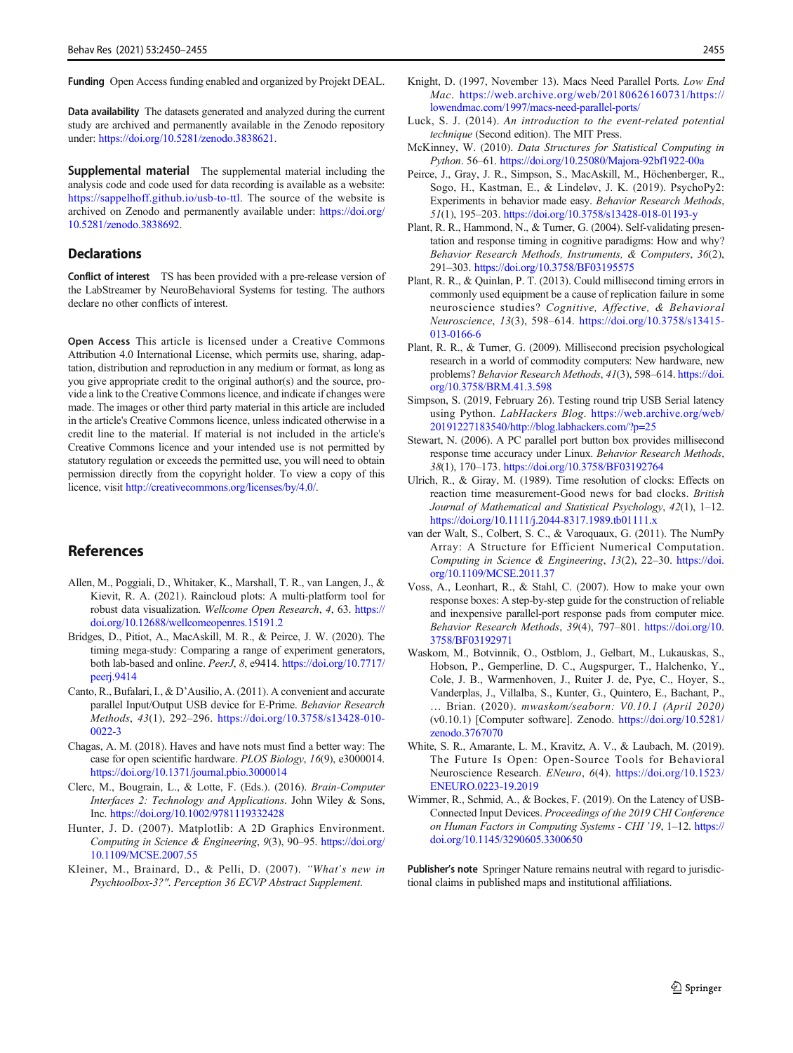**Funding** Open Access funding enabled and organized by Projekt DEAL.

**Data availability** The datasets generated and analyzed during the current study are archived and permanently available in the Zenodo repository under: https://doi.org/10.5281/zenodo.3838621.

**Supplemental material** The supplemental material including the analysis code and code used for data recording is available as a website: https://sappelhoff.github.io/usb-to-ttl. The source of the website is archived on Zenodo and permanently available under: https://doi.org/10.5281/zenodo.3838692.

## Declarations

**Conflict of interest** TS has been provided with a pre-release version of the LabStreamer by NeuroBehavioral Systems for testing. The authors declare no other conflicts of interest.

**Open Access** This article is licensed under a Creative Commons Attribution 4.0 International License, which permits use, sharing, adaptation, distribution and reproduction in any medium or format, as long as you give appropriate credit to the original author(s) and the source, provide a link to the Creative Commons licence, and indicate if changes were made. The images or other third party material in this article are included in the article's Creative Commons licence, unless indicated otherwise in a credit line to the material. If material is not included in the article's Creative Commons licence and your intended use is not permitted by statutory regulation or exceeds the permitted use, you will need to obtain permission directly from the copyright holder. To view a copy of this licence, visit http://creativecommons.org/licenses/by/4.0/.

## References

Allen, M., Poggiali, D., Whitaker, K., Marshall, T. R., van Langen, J., & Kievit, R. A. (2021). Raincloud plots: A multi-platform tool for robust data visualization. *Wellcome Open Research*, *4*, 63. https://doi.org/10.12688/wellcomeopenres.15191.2

Bridges, D., Pitiot, A., MacAskill, M. R., & Peirce, J. W. (2020). The timing mega-study: Comparing a range of experiment generators, both lab-based and online. *PeerJ*, *8*, e9414. https://doi.org/10.7717/peerj.9414

Canto, R., Bufalari, I., & D'Ausilio, A. (2011). A convenient and accurate parallel Input/Output USB device for E-Prime. *Behavior Research Methods*, *43*(1), 292–296. https://doi.org/10.3758/s13428-010-0022-3

Chagas, A. M. (2018). Haves and have nots must find a better way: The case for open scientific hardware. *PLOS Biology*, *16*(9), e3000014. https://doi.org/10.1371/journal.pbio.3000014

Clerc, M., Bougrain, L., & Lotte, F. (Eds.). (2016). *Brain-Computer Interfaces 2: Technology and Applications*. John Wiley & Sons, Inc. https://doi.org/10.1002/9781119332428

Hunter, J. D. (2007). Matplotlib: A 2D Graphics Environment. *Computing in Science & Engineering*, *9*(3), 90–95. https://doi.org/10.1109/MCSE.2007.55

Kleiner, M., Brainard, D., & Pelli, D. (2007). *"What's new in Psychtoolbox-3?". Perception 36 ECVP Abstract Supplement.*

Knight, D. (1997, November 13). Macs Need Parallel Ports. *Low End Mac*. https://web.archive.org/web/20180626160731/https://lowendmac.com/1997/macs-need-parallel-ports/

Luck, S. J. (2014). *An introduction to the event-related potential technique* (Second edition). The MIT Press.

McKinney, W. (2010). *Data Structures for Statistical Computing in Python*. 56–61. https://doi.org/10.25080/Majora-92bf1922-00a

Peirce, J., Gray, J. R., Simpson, S., MacAskill, M., Höchenberger, R., Sogo, H., Kastman, E., & Lindeløv, J. K. (2019). PsychoPy2: Experiments in behavior made easy. *Behavior Research Methods*, *51*(1), 195–203. https://doi.org/10.3758/s13428-018-01193-y

Plant, R. R., Hammond, N., & Turner, G. (2004). Self-validating presentation and response timing in cognitive paradigms: How and why? *Behavior Research Methods, Instruments, & Computers*, *36*(2), 291–303. https://doi.org/10.3758/BF03195575

Plant, R. R., & Quinlan, P. T. (2013). Could millisecond timing errors in commonly used equipment be a cause of replication failure in some neuroscience studies? *Cognitive, Affective, & Behavioral Neuroscience*, *13*(3), 598–614. https://doi.org/10.3758/s13415-013-0166-6

Plant, R. R., & Turner, G. (2009). Millisecond precision psychological research in a world of commodity computers: New hardware, new problems? *Behavior Research Methods*, *41*(3), 598–614. https://doi.org/10.3758/BRM.41.3.598

Simpson, S. (2019, February 26). Testing round trip USB Serial latency using Python. *LabHackers Blog*. https://web.archive.org/web/20191227183540/http://blog.labhackers.com/?p=25

Stewart, N. (2006). A PC parallel port button box provides millisecond response time accuracy under Linux. *Behavior Research Methods*, *38*(1), 170–173. https://doi.org/10.3758/BF03192764

Ulrich, R., & Giray, M. (1989). Time resolution of clocks: Effects on reaction time measurement-Good news for bad clocks. *British Journal of Mathematical and Statistical Psychology*, *42*(1), 1–12. https://doi.org/10.1111/j.2044-8317.1989.tb01111.x

van der Walt, S., Colbert, S. C., & Varoquaux, G. (2011). The NumPy Array: A Structure for Efficient Numerical Computation. *Computing in Science & Engineering*, *13*(2), 22–30. https://doi.org/10.1109/MCSE.2011.37

Voss, A., Leonhart, R., & Stahl, C. (2007). How to make your own response boxes: A step-by-step guide for the construction of reliable and inexpensive parallel-port response pads from computer mice. *Behavior Research Methods*, *39*(4), 797–801. https://doi.org/10.3758/BF03192971

Waskom, M., Botvinnik, O., Ostblom, J., Gelbart, M., Lukauskas, S., Hobson, P., Gemperline, D. C., Augspurger, T., Halchenko, Y., Cole, J. B., Warmenhoven, J., Ruiter J. de, Pye, C., Hoyer, S., Vanderplas, J., Villalba, S., Kunter, G., Quintero, E., Bachant, P., … Brian. (2020). *mwaskom/seaborn: V0.10.1 (April 2020)* (v0.10.1) [Computer software]. Zenodo. https://doi.org/10.5281/zenodo.3767070

White, S. R., Amarante, L. M., Kravitz, A. V., & Laubach, M. (2019). The Future Is Open: Open-Source Tools for Behavioral Neuroscience Research. *ENeuro*, *6*(4). https://doi.org/10.1523/ENEURO.0223-19.2019

Wimmer, R., Schmid, A., & Bockes, F. (2019). On the Latency of USB-Connected Input Devices. *Proceedings of the 2019 CHI Conference on Human Factors in Computing Systems - CHI '19*, 1–12. https://doi.org/10.1145/3290605.3300650

**Publisher's note** Springer Nature remains neutral with regard to jurisdictional claims in published maps and institutional affiliations.